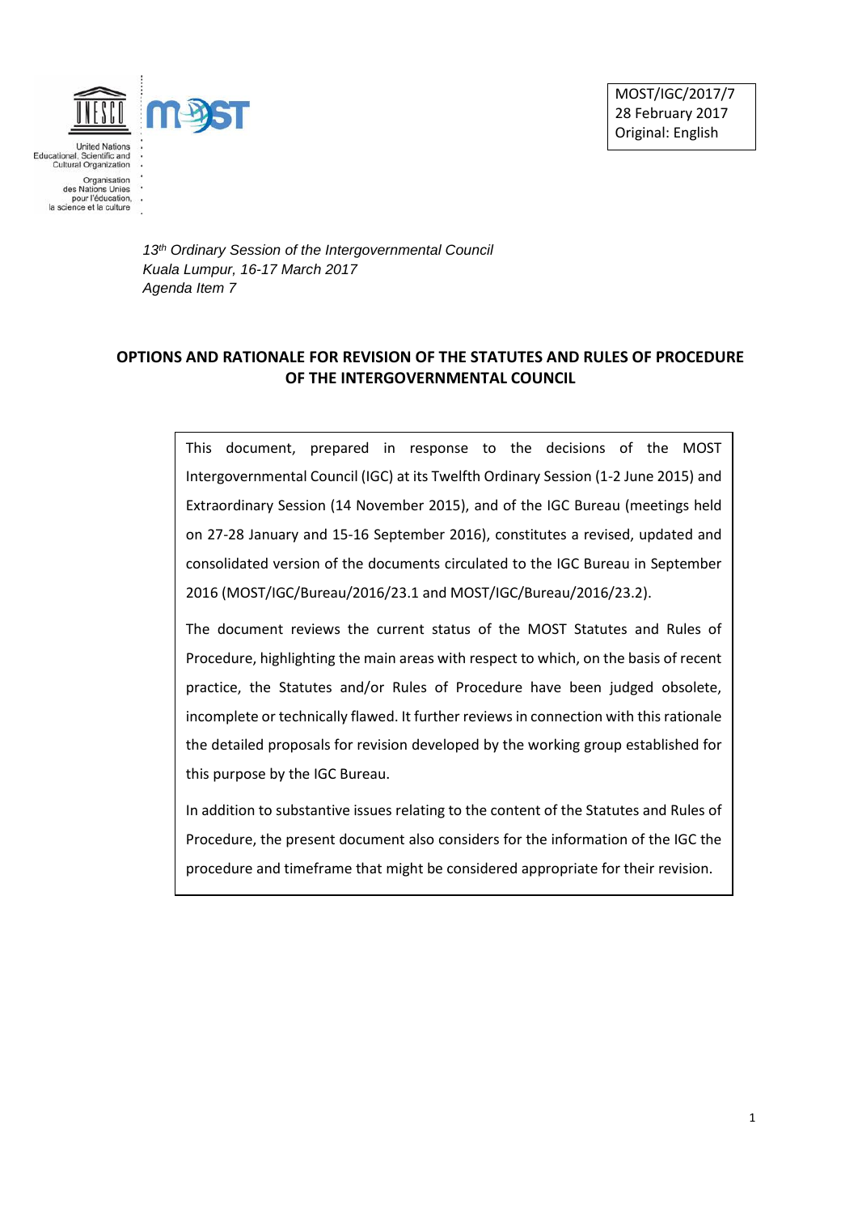MOST/IGC/2017/7
28 February 2017
Original: English

*13th Ordinary Session of the Intergovernmental Council*
*Kuala Lumpur, 16-17 March 2017*
*Agenda Item 7*

## OPTIONS AND RATIONALE FOR REVISION OF THE STATUTES AND RULES OF PROCEDURE OF THE INTERGOVERNMENTAL COUNCIL

This document, prepared in response to the decisions of the MOST Intergovernmental Council (IGC) at its Twelfth Ordinary Session (1-2 June 2015) and Extraordinary Session (14 November 2015), and of the IGC Bureau (meetings held on 27-28 January and 15-16 September 2016), constitutes a revised, updated and consolidated version of the documents circulated to the IGC Bureau in September 2016 (MOST/IGC/Bureau/2016/23.1 and MOST/IGC/Bureau/2016/23.2).

The document reviews the current status of the MOST Statutes and Rules of Procedure, highlighting the main areas with respect to which, on the basis of recent practice, the Statutes and/or Rules of Procedure have been judged obsolete, incomplete or technically flawed. It further reviews in connection with this rationale the detailed proposals for revision developed by the working group established for this purpose by the IGC Bureau.

In addition to substantive issues relating to the content of the Statutes and Rules of Procedure, the present document also considers for the information of the IGC the procedure and timeframe that might be considered appropriate for their revision.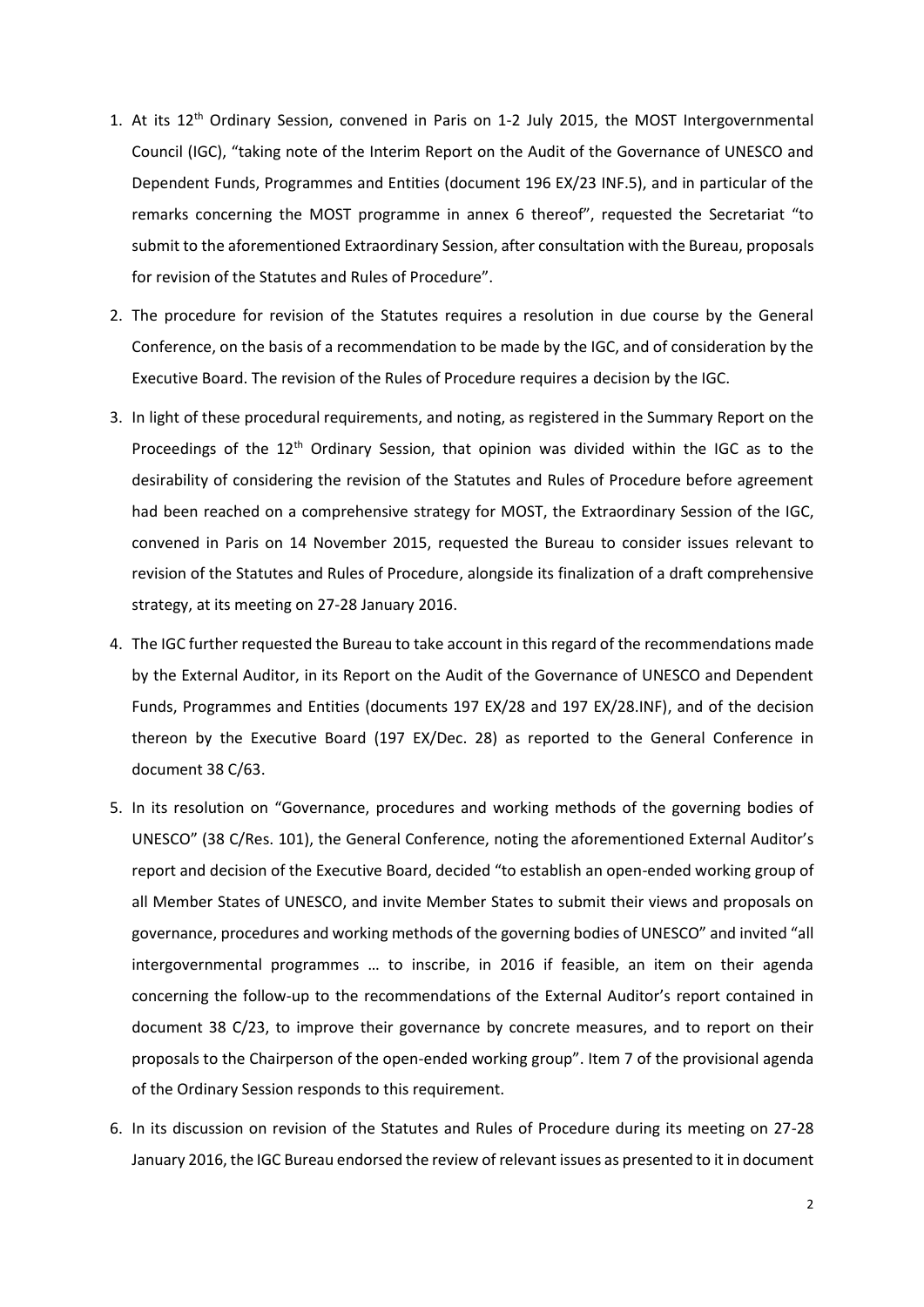1. At its 12th Ordinary Session, convened in Paris on 1-2 July 2015, the MOST Intergovernmental Council (IGC), "taking note of the Interim Report on the Audit of the Governance of UNESCO and Dependent Funds, Programmes and Entities (document 196 EX/23 INF.5), and in particular of the remarks concerning the MOST programme in annex 6 thereof", requested the Secretariat "to submit to the aforementioned Extraordinary Session, after consultation with the Bureau, proposals for revision of the Statutes and Rules of Procedure".

2. The procedure for revision of the Statutes requires a resolution in due course by the General Conference, on the basis of a recommendation to be made by the IGC, and of consideration by the Executive Board. The revision of the Rules of Procedure requires a decision by the IGC.

3. In light of these procedural requirements, and noting, as registered in the Summary Report on the Proceedings of the 12th Ordinary Session, that opinion was divided within the IGC as to the desirability of considering the revision of the Statutes and Rules of Procedure before agreement had been reached on a comprehensive strategy for MOST, the Extraordinary Session of the IGC, convened in Paris on 14 November 2015, requested the Bureau to consider issues relevant to revision of the Statutes and Rules of Procedure, alongside its finalization of a draft comprehensive strategy, at its meeting on 27-28 January 2016.

4. The IGC further requested the Bureau to take account in this regard of the recommendations made by the External Auditor, in its Report on the Audit of the Governance of UNESCO and Dependent Funds, Programmes and Entities (documents 197 EX/28 and 197 EX/28.INF), and of the decision thereon by the Executive Board (197 EX/Dec. 28) as reported to the General Conference in document 38 C/63.

5. In its resolution on "Governance, procedures and working methods of the governing bodies of UNESCO" (38 C/Res. 101), the General Conference, noting the aforementioned External Auditor's report and decision of the Executive Board, decided "to establish an open-ended working group of all Member States of UNESCO, and invite Member States to submit their views and proposals on governance, procedures and working methods of the governing bodies of UNESCO" and invited "all intergovernmental programmes … to inscribe, in 2016 if feasible, an item on their agenda concerning the follow-up to the recommendations of the External Auditor's report contained in document 38 C/23, to improve their governance by concrete measures, and to report on their proposals to the Chairperson of the open-ended working group". Item 7 of the provisional agenda of the Ordinary Session responds to this requirement.

6. In its discussion on revision of the Statutes and Rules of Procedure during its meeting on 27-28 January 2016, the IGC Bureau endorsed the review of relevant issues as presented to it in document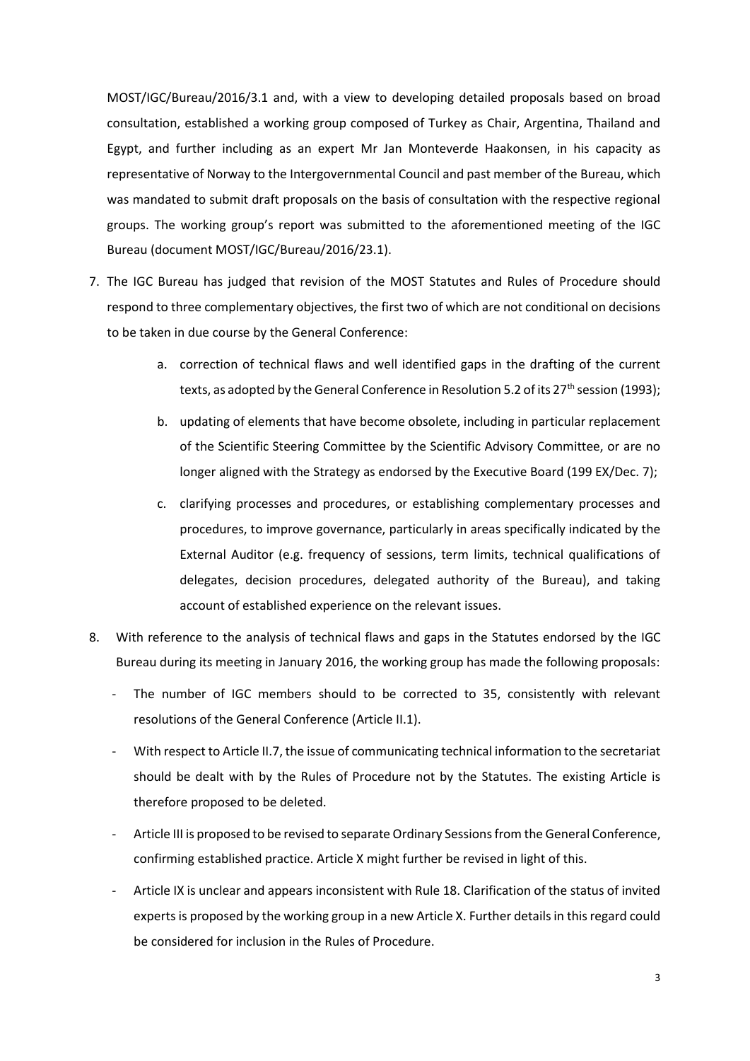MOST/IGC/Bureau/2016/3.1 and, with a view to developing detailed proposals based on broad consultation, established a working group composed of Turkey as Chair, Argentina, Thailand and Egypt, and further including as an expert Mr Jan Monteverde Haakonsen, in his capacity as representative of Norway to the Intergovernmental Council and past member of the Bureau, which was mandated to submit draft proposals on the basis of consultation with the respective regional groups. The working group's report was submitted to the aforementioned meeting of the IGC Bureau (document MOST/IGC/Bureau/2016/23.1).

7. The IGC Bureau has judged that revision of the MOST Statutes and Rules of Procedure should respond to three complementary objectives, the first two of which are not conditional on decisions to be taken in due course by the General Conference:

    a. correction of technical flaws and well identified gaps in the drafting of the current texts, as adopted by the General Conference in Resolution 5.2 of its 27th session (1993);

    b. updating of elements that have become obsolete, including in particular replacement of the Scientific Steering Committee by the Scientific Advisory Committee, or are no longer aligned with the Strategy as endorsed by the Executive Board (199 EX/Dec. 7);

    c. clarifying processes and procedures, or establishing complementary processes and procedures, to improve governance, particularly in areas specifically indicated by the External Auditor (e.g. frequency of sessions, term limits, technical qualifications of delegates, decision procedures, delegated authority of the Bureau), and taking account of established experience on the relevant issues.

8. With reference to the analysis of technical flaws and gaps in the Statutes endorsed by the IGC Bureau during its meeting in January 2016, the working group has made the following proposals:

    - The number of IGC members should to be corrected to 35, consistently with relevant resolutions of the General Conference (Article II.1).
    - With respect to Article II.7, the issue of communicating technical information to the secretariat should be dealt with by the Rules of Procedure not by the Statutes. The existing Article is therefore proposed to be deleted.
    - Article III is proposed to be revised to separate Ordinary Sessions from the General Conference, confirming established practice. Article X might further be revised in light of this.
    - Article IX is unclear and appears inconsistent with Rule 18. Clarification of the status of invited experts is proposed by the working group in a new Article X. Further details in this regard could be considered for inclusion in the Rules of Procedure.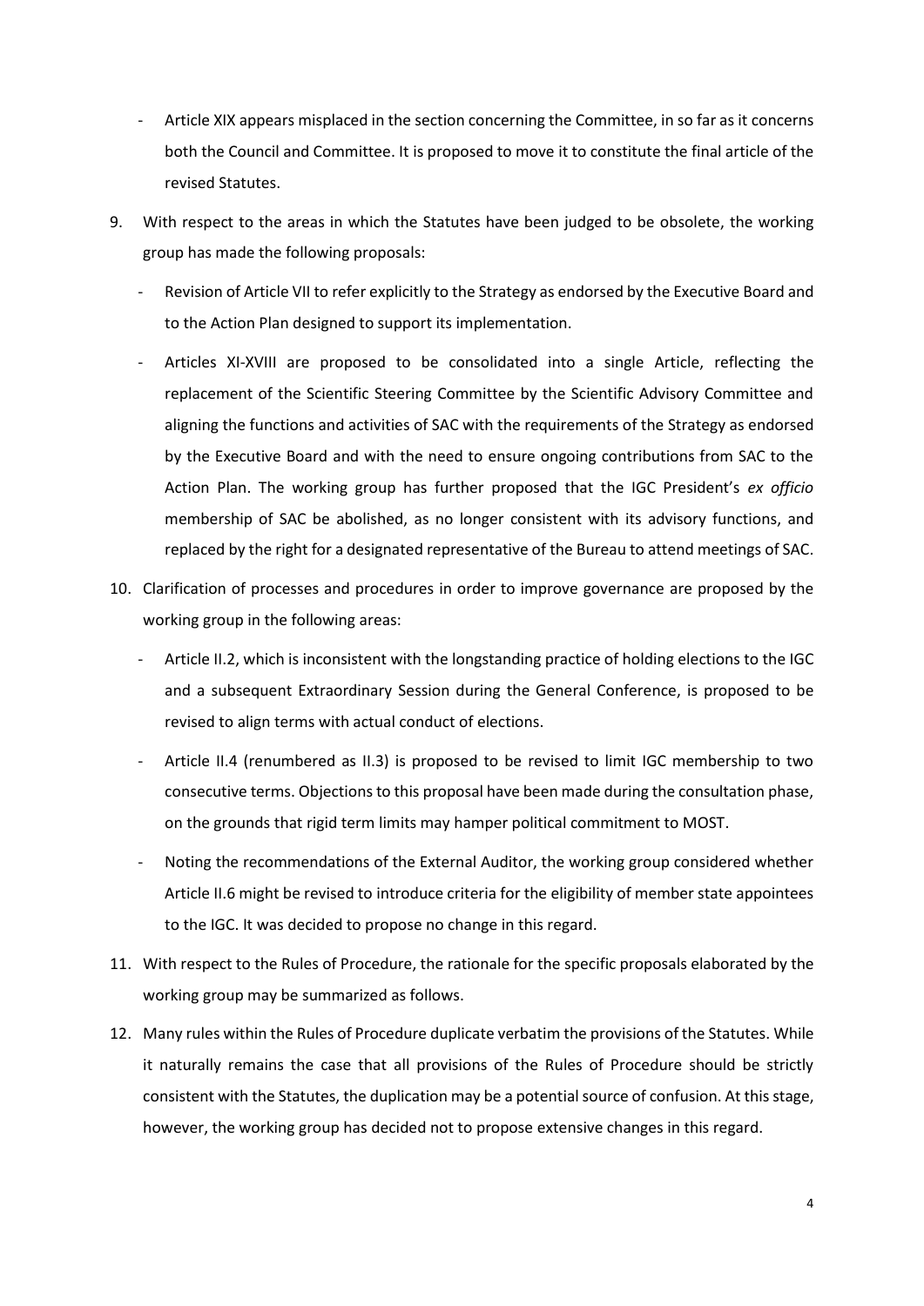- Article XIX appears misplaced in the section concerning the Committee, in so far as it concerns both the Council and Committee. It is proposed to move it to constitute the final article of the revised Statutes.

9. With respect to the areas in which the Statutes have been judged to be obsolete, the working group has made the following proposals:

   - Revision of Article VII to refer explicitly to the Strategy as endorsed by the Executive Board and to the Action Plan designed to support its implementation.

   - Articles XI-XVIII are proposed to be consolidated into a single Article, reflecting the replacement of the Scientific Steering Committee by the Scientific Advisory Committee and aligning the functions and activities of SAC with the requirements of the Strategy as endorsed by the Executive Board and with the need to ensure ongoing contributions from SAC to the Action Plan. The working group has further proposed that the IGC President's *ex officio* membership of SAC be abolished, as no longer consistent with its advisory functions, and replaced by the right for a designated representative of the Bureau to attend meetings of SAC.

10. Clarification of processes and procedures in order to improve governance are proposed by the working group in the following areas:

    - Article II.2, which is inconsistent with the longstanding practice of holding elections to the IGC and a subsequent Extraordinary Session during the General Conference, is proposed to be revised to align terms with actual conduct of elections.

    - Article II.4 (renumbered as II.3) is proposed to be revised to limit IGC membership to two consecutive terms. Objections to this proposal have been made during the consultation phase, on the grounds that rigid term limits may hamper political commitment to MOST.

    - Noting the recommendations of the External Auditor, the working group considered whether Article II.6 might be revised to introduce criteria for the eligibility of member state appointees to the IGC. It was decided to propose no change in this regard.

11. With respect to the Rules of Procedure, the rationale for the specific proposals elaborated by the working group may be summarized as follows.

12. Many rules within the Rules of Procedure duplicate verbatim the provisions of the Statutes. While it naturally remains the case that all provisions of the Rules of Procedure should be strictly consistent with the Statutes, the duplication may be a potential source of confusion. At this stage, however, the working group has decided not to propose extensive changes in this regard.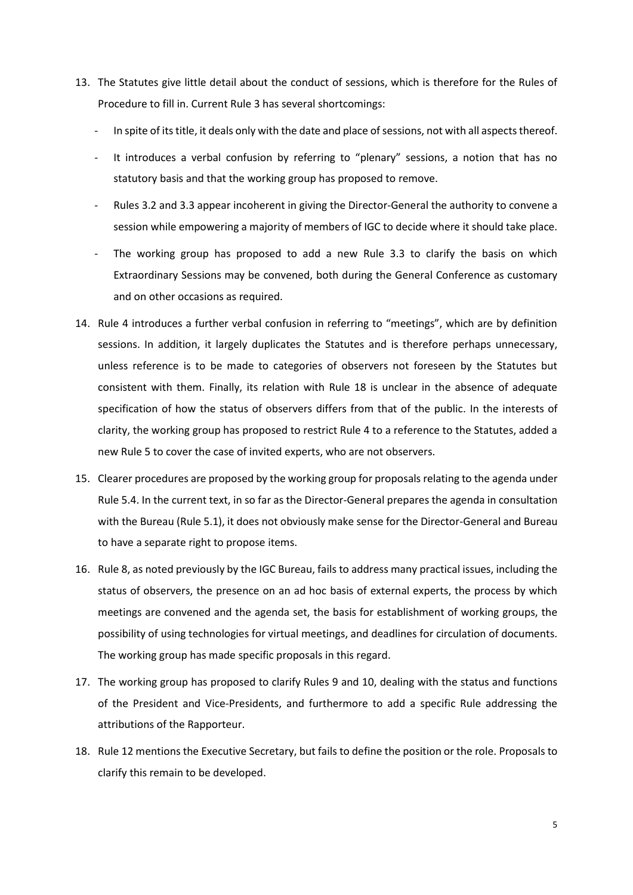13. The Statutes give little detail about the conduct of sessions, which is therefore for the Rules of Procedure to fill in. Current Rule 3 has several shortcomings:

    - In spite of its title, it deals only with the date and place of sessions, not with all aspects thereof.
    - It introduces a verbal confusion by referring to "plenary" sessions, a notion that has no statutory basis and that the working group has proposed to remove.
    - Rules 3.2 and 3.3 appear incoherent in giving the Director-General the authority to convene a session while empowering a majority of members of IGC to decide where it should take place.
    - The working group has proposed to add a new Rule 3.3 to clarify the basis on which Extraordinary Sessions may be convened, both during the General Conference as customary and on other occasions as required.

14. Rule 4 introduces a further verbal confusion in referring to "meetings", which are by definition sessions. In addition, it largely duplicates the Statutes and is therefore perhaps unnecessary, unless reference is to be made to categories of observers not foreseen by the Statutes but consistent with them. Finally, its relation with Rule 18 is unclear in the absence of adequate specification of how the status of observers differs from that of the public. In the interests of clarity, the working group has proposed to restrict Rule 4 to a reference to the Statutes, added a new Rule 5 to cover the case of invited experts, who are not observers.

15. Clearer procedures are proposed by the working group for proposals relating to the agenda under Rule 5.4. In the current text, in so far as the Director-General prepares the agenda in consultation with the Bureau (Rule 5.1), it does not obviously make sense for the Director-General and Bureau to have a separate right to propose items.

16. Rule 8, as noted previously by the IGC Bureau, fails to address many practical issues, including the status of observers, the presence on an ad hoc basis of external experts, the process by which meetings are convened and the agenda set, the basis for establishment of working groups, the possibility of using technologies for virtual meetings, and deadlines for circulation of documents. The working group has made specific proposals in this regard.

17. The working group has proposed to clarify Rules 9 and 10, dealing with the status and functions of the President and Vice-Presidents, and furthermore to add a specific Rule addressing the attributions of the Rapporteur.

18. Rule 12 mentions the Executive Secretary, but fails to define the position or the role. Proposals to clarify this remain to be developed.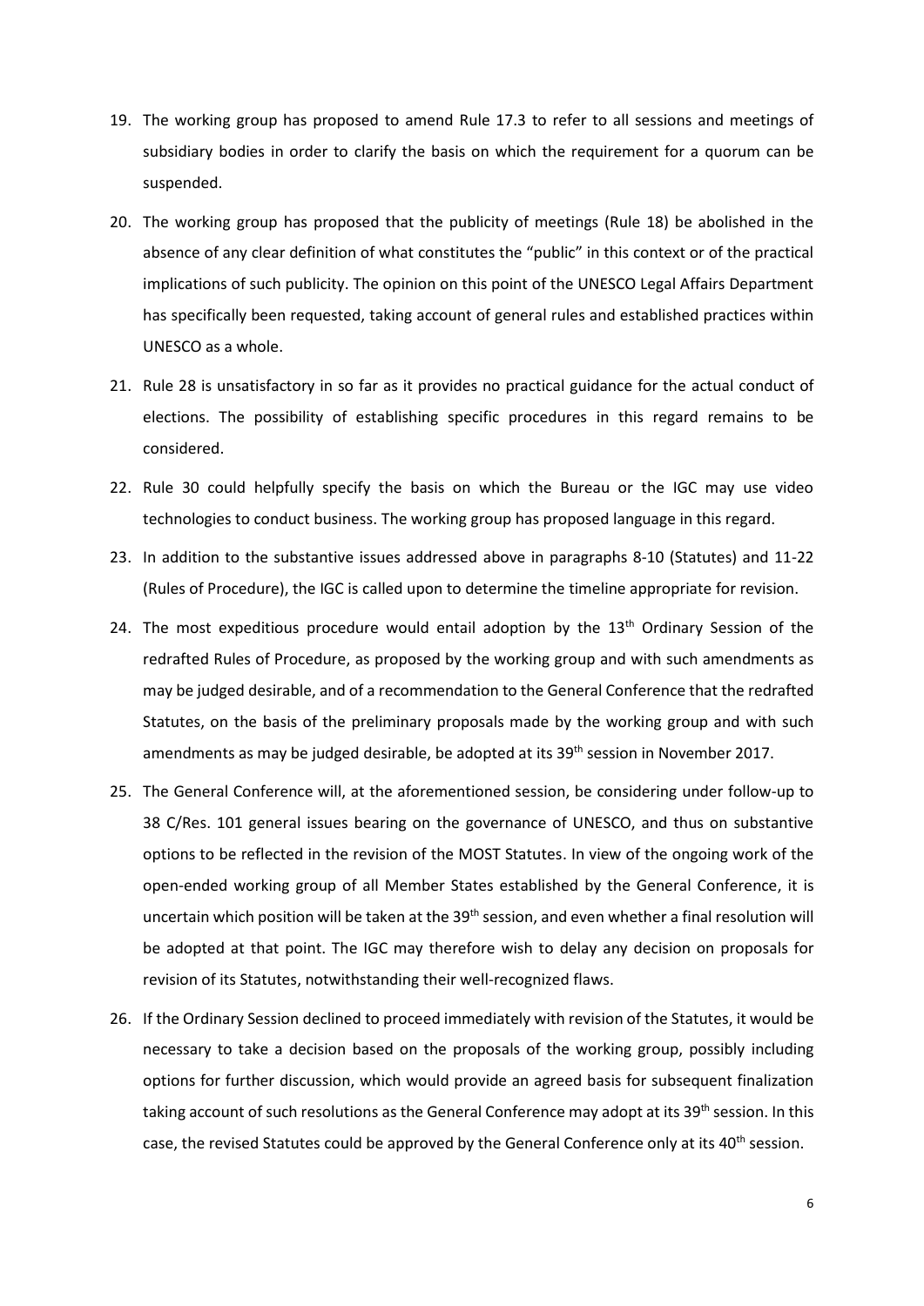19. The working group has proposed to amend Rule 17.3 to refer to all sessions and meetings of subsidiary bodies in order to clarify the basis on which the requirement for a quorum can be suspended.

20. The working group has proposed that the publicity of meetings (Rule 18) be abolished in the absence of any clear definition of what constitutes the "public" in this context or of the practical implications of such publicity. The opinion on this point of the UNESCO Legal Affairs Department has specifically been requested, taking account of general rules and established practices within UNESCO as a whole.

21. Rule 28 is unsatisfactory in so far as it provides no practical guidance for the actual conduct of elections. The possibility of establishing specific procedures in this regard remains to be considered.

22. Rule 30 could helpfully specify the basis on which the Bureau or the IGC may use video technologies to conduct business. The working group has proposed language in this regard.

23. In addition to the substantive issues addressed above in paragraphs 8-10 (Statutes) and 11-22 (Rules of Procedure), the IGC is called upon to determine the timeline appropriate for revision.

24. The most expeditious procedure would entail adoption by the 13th Ordinary Session of the redrafted Rules of Procedure, as proposed by the working group and with such amendments as may be judged desirable, and of a recommendation to the General Conference that the redrafted Statutes, on the basis of the preliminary proposals made by the working group and with such amendments as may be judged desirable, be adopted at its 39th session in November 2017.

25. The General Conference will, at the aforementioned session, be considering under follow-up to 38 C/Res. 101 general issues bearing on the governance of UNESCO, and thus on substantive options to be reflected in the revision of the MOST Statutes. In view of the ongoing work of the open-ended working group of all Member States established by the General Conference, it is uncertain which position will be taken at the 39th session, and even whether a final resolution will be adopted at that point. The IGC may therefore wish to delay any decision on proposals for revision of its Statutes, notwithstanding their well-recognized flaws.

26. If the Ordinary Session declined to proceed immediately with revision of the Statutes, it would be necessary to take a decision based on the proposals of the working group, possibly including options for further discussion, which would provide an agreed basis for subsequent finalization taking account of such resolutions as the General Conference may adopt at its 39th session. In this case, the revised Statutes could be approved by the General Conference only at its 40th session.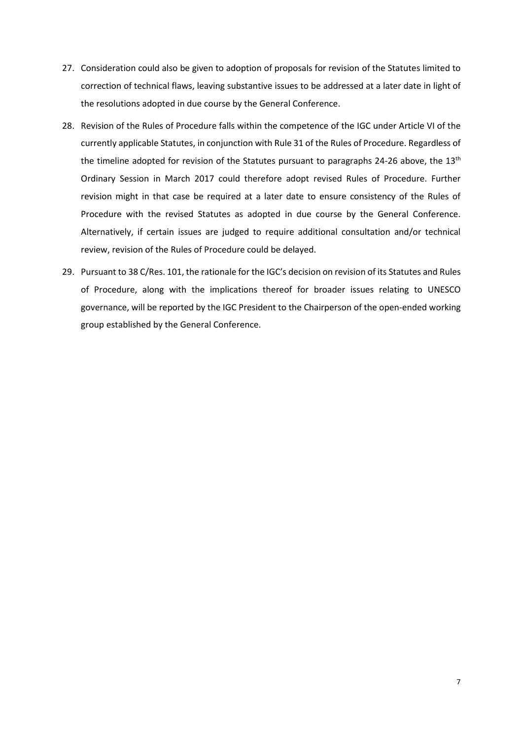27. Consideration could also be given to adoption of proposals for revision of the Statutes limited to correction of technical flaws, leaving substantive issues to be addressed at a later date in light of the resolutions adopted in due course by the General Conference.

28. Revision of the Rules of Procedure falls within the competence of the IGC under Article VI of the currently applicable Statutes, in conjunction with Rule 31 of the Rules of Procedure. Regardless of the timeline adopted for revision of the Statutes pursuant to paragraphs 24-26 above, the 13th Ordinary Session in March 2017 could therefore adopt revised Rules of Procedure. Further revision might in that case be required at a later date to ensure consistency of the Rules of Procedure with the revised Statutes as adopted in due course by the General Conference. Alternatively, if certain issues are judged to require additional consultation and/or technical review, revision of the Rules of Procedure could be delayed.

29. Pursuant to 38 C/Res. 101, the rationale for the IGC's decision on revision of its Statutes and Rules of Procedure, along with the implications thereof for broader issues relating to UNESCO governance, will be reported by the IGC President to the Chairperson of the open-ended working group established by the General Conference.